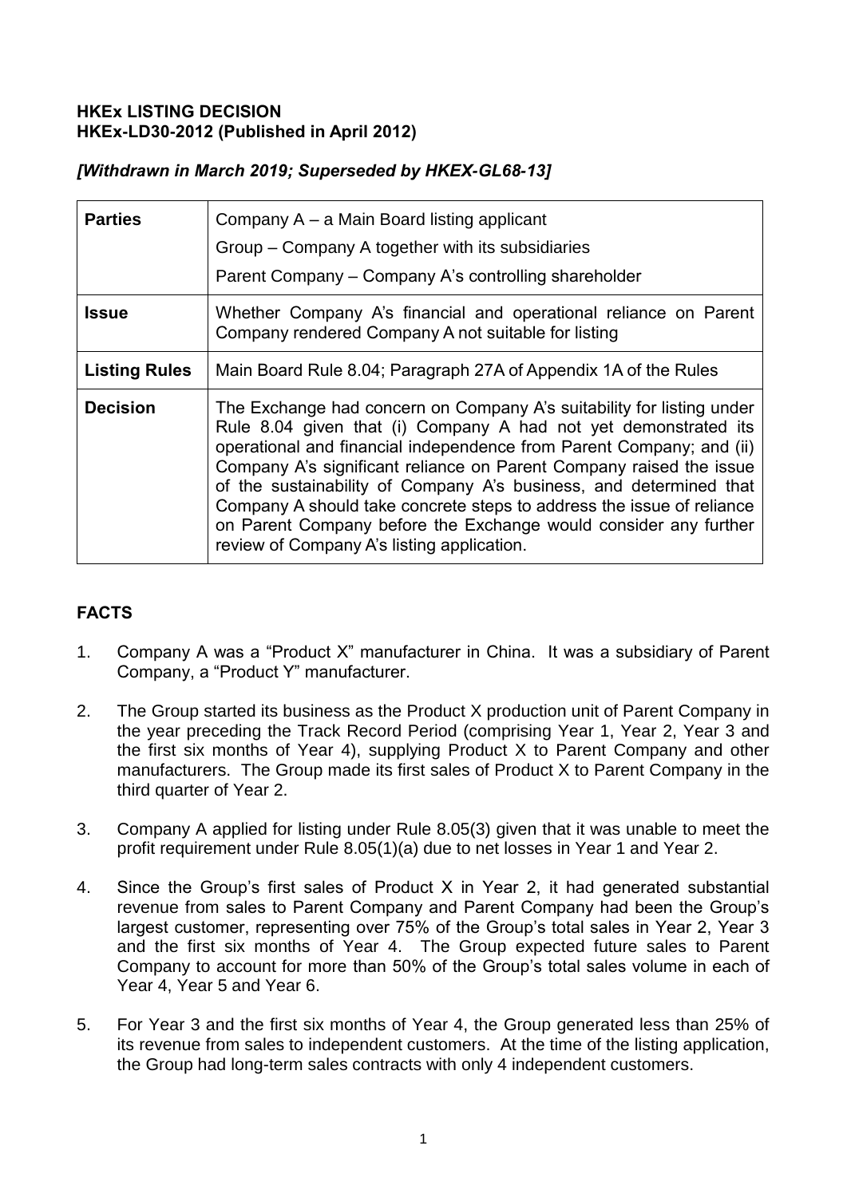**HKEx LISTING DECISION**
**HKEx-LD30-2012 (Published in April 2012)**

***[Withdrawn in March 2019; Superseded by HKEX-GL68-13]***

| | |
|---|---|
| **Parties** | Company A – a Main Board listing applicant<br>Group – Company A together with its subsidiaries<br>Parent Company – Company A's controlling shareholder |
| **Issue** | Whether Company A's financial and operational reliance on Parent Company rendered Company A not suitable for listing |
| **Listing Rules** | Main Board Rule 8.04; Paragraph 27A of Appendix 1A of the Rules |
| **Decision** | The Exchange had concern on Company A's suitability for listing under Rule 8.04 given that (i) Company A had not yet demonstrated its operational and financial independence from Parent Company; and (ii) Company A's significant reliance on Parent Company raised the issue of the sustainability of Company A's business, and determined that Company A should take concrete steps to address the issue of reliance on Parent Company before the Exchange would consider any further review of Company A's listing application. |

## FACTS

1. Company A was a "Product X" manufacturer in China. It was a subsidiary of Parent Company, a "Product Y" manufacturer.

2. The Group started its business as the Product X production unit of Parent Company in the year preceding the Track Record Period (comprising Year 1, Year 2, Year 3 and the first six months of Year 4), supplying Product X to Parent Company and other manufacturers. The Group made its first sales of Product X to Parent Company in the third quarter of Year 2.

3. Company A applied for listing under Rule 8.05(3) given that it was unable to meet the profit requirement under Rule 8.05(1)(a) due to net losses in Year 1 and Year 2.

4. Since the Group's first sales of Product X in Year 2, it had generated substantial revenue from sales to Parent Company and Parent Company had been the Group's largest customer, representing over 75% of the Group's total sales in Year 2, Year 3 and the first six months of Year 4. The Group expected future sales to Parent Company to account for more than 50% of the Group's total sales volume in each of Year 4, Year 5 and Year 6.

5. For Year 3 and the first six months of Year 4, the Group generated less than 25% of its revenue from sales to independent customers. At the time of the listing application, the Group had long-term sales contracts with only 4 independent customers.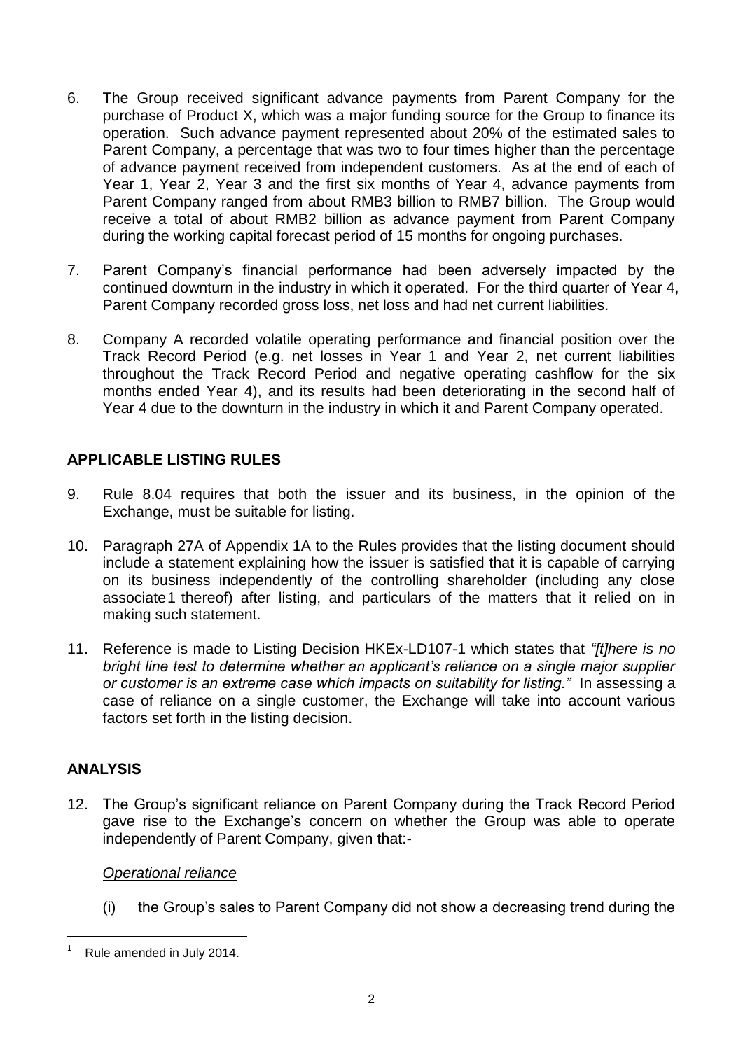6. The Group received significant advance payments from Parent Company for the purchase of Product X, which was a major funding source for the Group to finance its operation. Such advance payment represented about 20% of the estimated sales to Parent Company, a percentage that was two to four times higher than the percentage of advance payment received from independent customers. As at the end of each of Year 1, Year 2, Year 3 and the first six months of Year 4, advance payments from Parent Company ranged from about RMB3 billion to RMB7 billion. The Group would receive a total of about RMB2 billion as advance payment from Parent Company during the working capital forecast period of 15 months for ongoing purchases.

7. Parent Company's financial performance had been adversely impacted by the continued downturn in the industry in which it operated. For the third quarter of Year 4, Parent Company recorded gross loss, net loss and had net current liabilities.

8. Company A recorded volatile operating performance and financial position over the Track Record Period (e.g. net losses in Year 1 and Year 2, net current liabilities throughout the Track Record Period and negative operating cashflow for the six months ended Year 4), and its results had been deteriorating in the second half of Year 4 due to the downturn in the industry in which it and Parent Company operated.

## APPLICABLE LISTING RULES

9. Rule 8.04 requires that both the issuer and its business, in the opinion of the Exchange, must be suitable for listing.

10. Paragraph 27A of Appendix 1A to the Rules provides that the listing document should include a statement explaining how the issuer is satisfied that it is capable of carrying on its business independently of the controlling shareholder (including any close associate[1] thereof) after listing, and particulars of the matters that it relied on in making such statement.

11. Reference is made to Listing Decision HKEx-LD107-1 which states that *"[t]here is no bright line test to determine whether an applicant's reliance on a single major supplier or customer is an extreme case which impacts on suitability for listing."* In assessing a case of reliance on a single customer, the Exchange will take into account various factors set forth in the listing decision.

## ANALYSIS

12. The Group's significant reliance on Parent Company during the Track Record Period gave rise to the Exchange's concern on whether the Group was able to operate independently of Parent Company, given that:-

    *Operational reliance*

    (i) the Group's sales to Parent Company did not show a decreasing trend during the

---

[1] Rule amended in July 2014.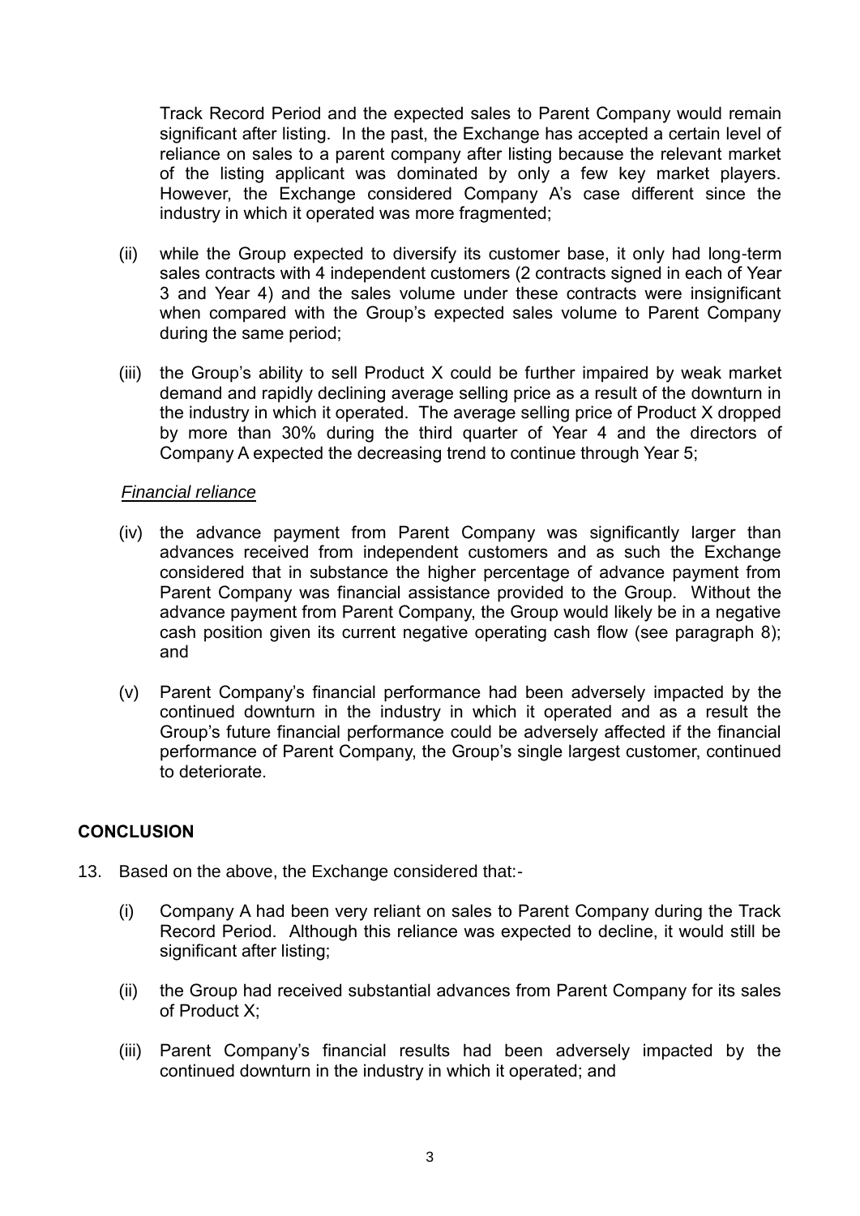Track Record Period and the expected sales to Parent Company would remain significant after listing. In the past, the Exchange has accepted a certain level of reliance on sales to a parent company after listing because the relevant market of the listing applicant was dominated by only a few key market players. However, the Exchange considered Company A's case different since the industry in which it operated was more fragmented;

(ii) while the Group expected to diversify its customer base, it only had long-term sales contracts with 4 independent customers (2 contracts signed in each of Year 3 and Year 4) and the sales volume under these contracts were insignificant when compared with the Group's expected sales volume to Parent Company during the same period;

(iii) the Group's ability to sell Product X could be further impaired by weak market demand and rapidly declining average selling price as a result of the downturn in the industry in which it operated. The average selling price of Product X dropped by more than 30% during the third quarter of Year 4 and the directors of Company A expected the decreasing trend to continue through Year 5;

*Financial reliance*

(iv) the advance payment from Parent Company was significantly larger than advances received from independent customers and as such the Exchange considered that in substance the higher percentage of advance payment from Parent Company was financial assistance provided to the Group. Without the advance payment from Parent Company, the Group would likely be in a negative cash position given its current negative operating cash flow (see paragraph 8); and

(v) Parent Company's financial performance had been adversely impacted by the continued downturn in the industry in which it operated and as a result the Group's future financial performance could be adversely affected if the financial performance of Parent Company, the Group's single largest customer, continued to deteriorate.

## CONCLUSION

13. Based on the above, the Exchange considered that:-

(i) Company A had been very reliant on sales to Parent Company during the Track Record Period. Although this reliance was expected to decline, it would still be significant after listing;

(ii) the Group had received substantial advances from Parent Company for its sales of Product X;

(iii) Parent Company's financial results had been adversely impacted by the continued downturn in the industry in which it operated; and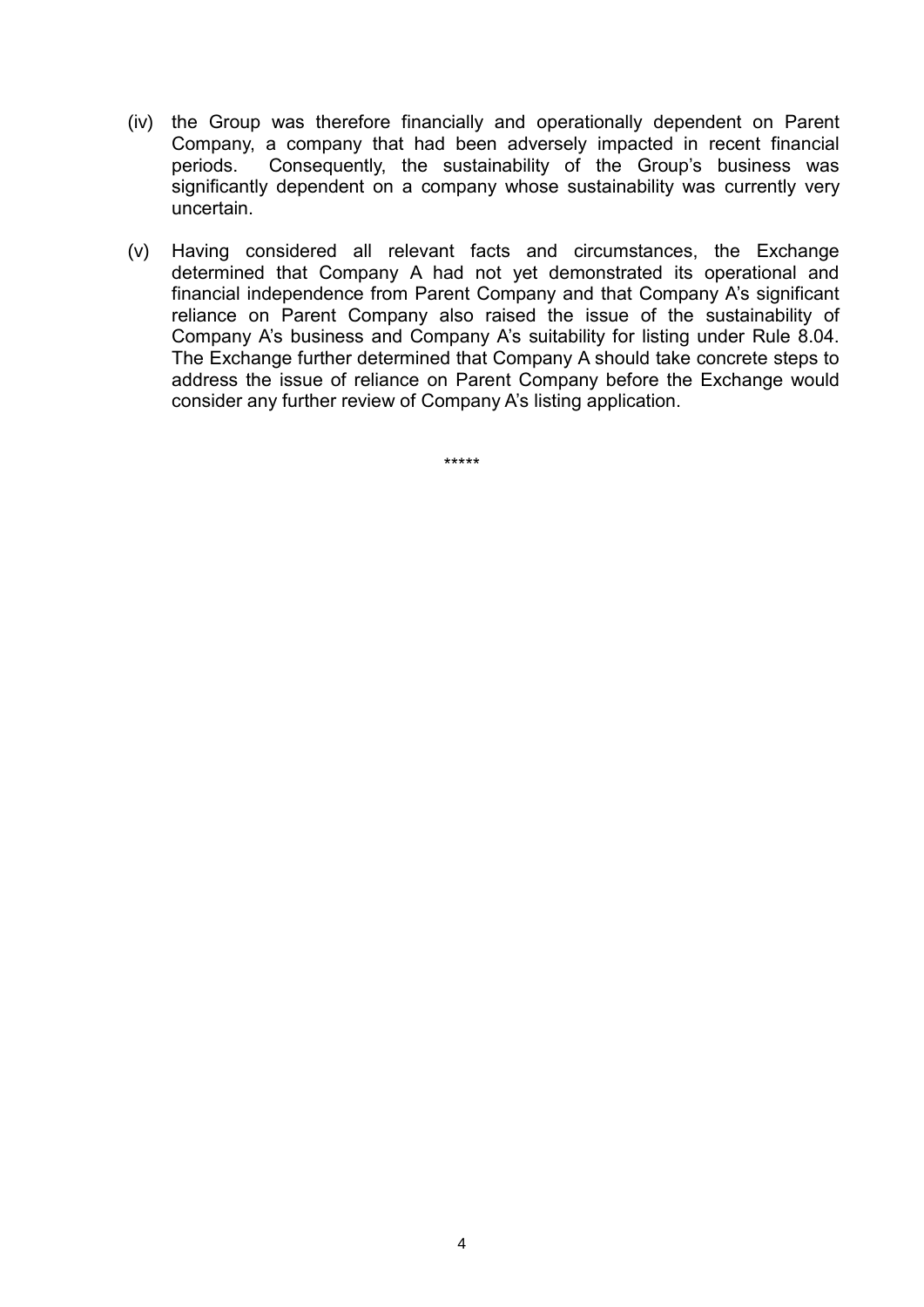(iv) the Group was therefore financially and operationally dependent on Parent Company, a company that had been adversely impacted in recent financial periods. Consequently, the sustainability of the Group's business was significantly dependent on a company whose sustainability was currently very uncertain.

(v) Having considered all relevant facts and circumstances, the Exchange determined that Company A had not yet demonstrated its operational and financial independence from Parent Company and that Company A's significant reliance on Parent Company also raised the issue of the sustainability of Company A's business and Company A's suitability for listing under Rule 8.04. The Exchange further determined that Company A should take concrete steps to address the issue of reliance on Parent Company before the Exchange would consider any further review of Company A's listing application.

*****